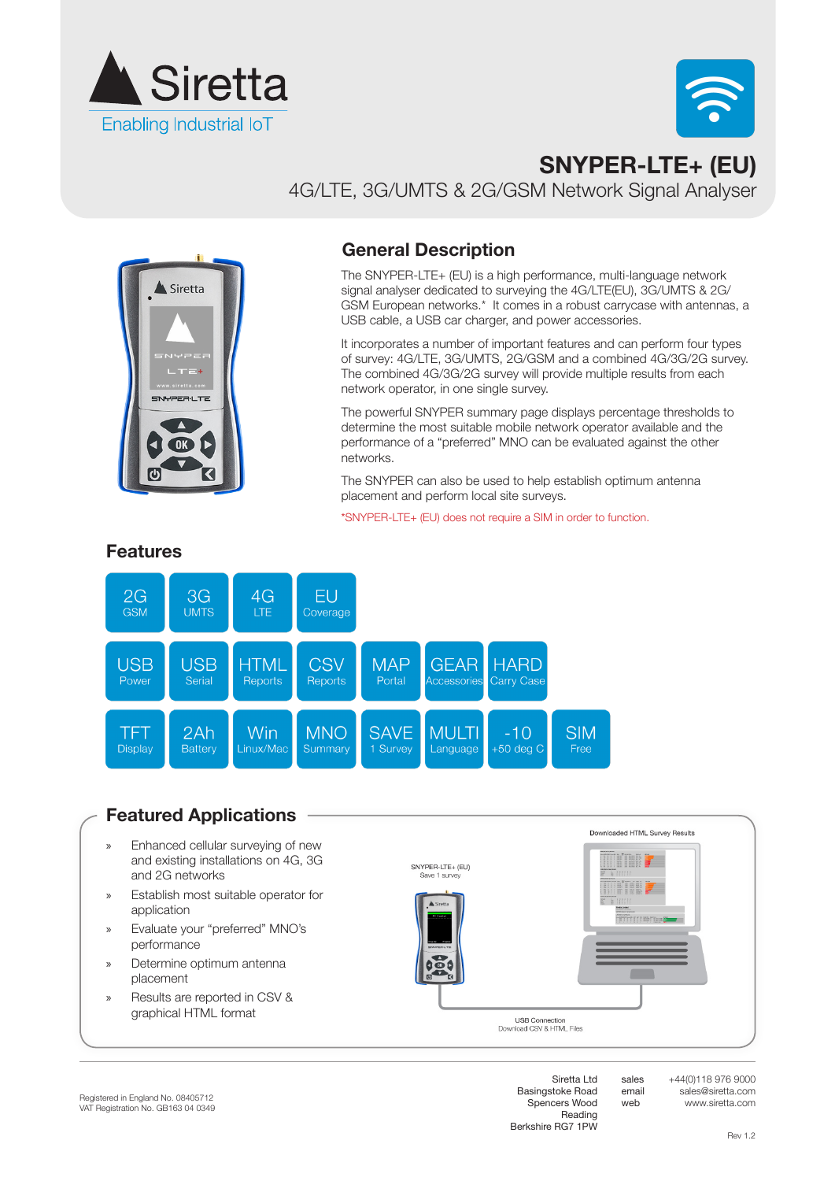Siretta

Enabling Industrial IoT

# SNYPER-LTE+ (EU)

4G/LTE, 3G/UMTS & 2G/GSM Network Signal Analyser

## General Description

The SNYPER-LTE+ (EU) is a high performance, multi-language network signal analyser dedicated to surveying the 4G/LTE(EU), 3G/UMTS & 2G/GSM European networks.* It comes in a robust carrycase with antennas, a USB cable, a USB car charger, and power accessories.

It incorporates a number of important features and can perform four types of survey: 4G/LTE, 3G/UMTS, 2G/GSM and a combined 4G/3G/2G survey. The combined 4G/3G/2G survey will provide multiple results from each network operator, in one single survey.

The powerful SNYPER summary page displays percentage thresholds to determine the most suitable mobile network operator available and the performance of a "preferred" MNO can be evaluated against the other networks.

The SNYPER can also be used to help establish optimum antenna placement and perform local site surveys.

*SNYPER-LTE+ (EU) does not require a SIM in order to function.

## Features

- 2G GSM
- 3G UMTS
- 4G LTE
- EU Coverage
- USB Power
- USB Serial
- HTML Reports
- CSV Reports
- MAP Portal
- GEAR Accessories
- HARD Carry Case
- TFT Display
- 2Ah Battery
- Win Linux/Mac
- MNO Summary
- SAVE 1 Survey
- MULTI Language
- -10 +50 deg C
- SIM Free

## Featured Applications

- Enhanced cellular surveying of new and existing installations on 4G, 3G and 2G networks
- Establish most suitable operator for application
- Evaluate your "preferred" MNO's performance
- Determine optimum antenna placement
- Results are reported in CSV & graphical HTML format

SNYPER-LTE+ (EU)
Save 1 survey

Downloaded HTML Survey Results

USB Connection
Download CSV & HTML Files

Registered in England No. 08405712
VAT Registration No. GB163 04 0349

Siretta Ltd
Basingstoke Road
Spencers Wood
Reading
Berkshire RG7 1PW

sales +44(0)118 976 9000
email sales@siretta.com
web www.siretta.com

Rev 1.2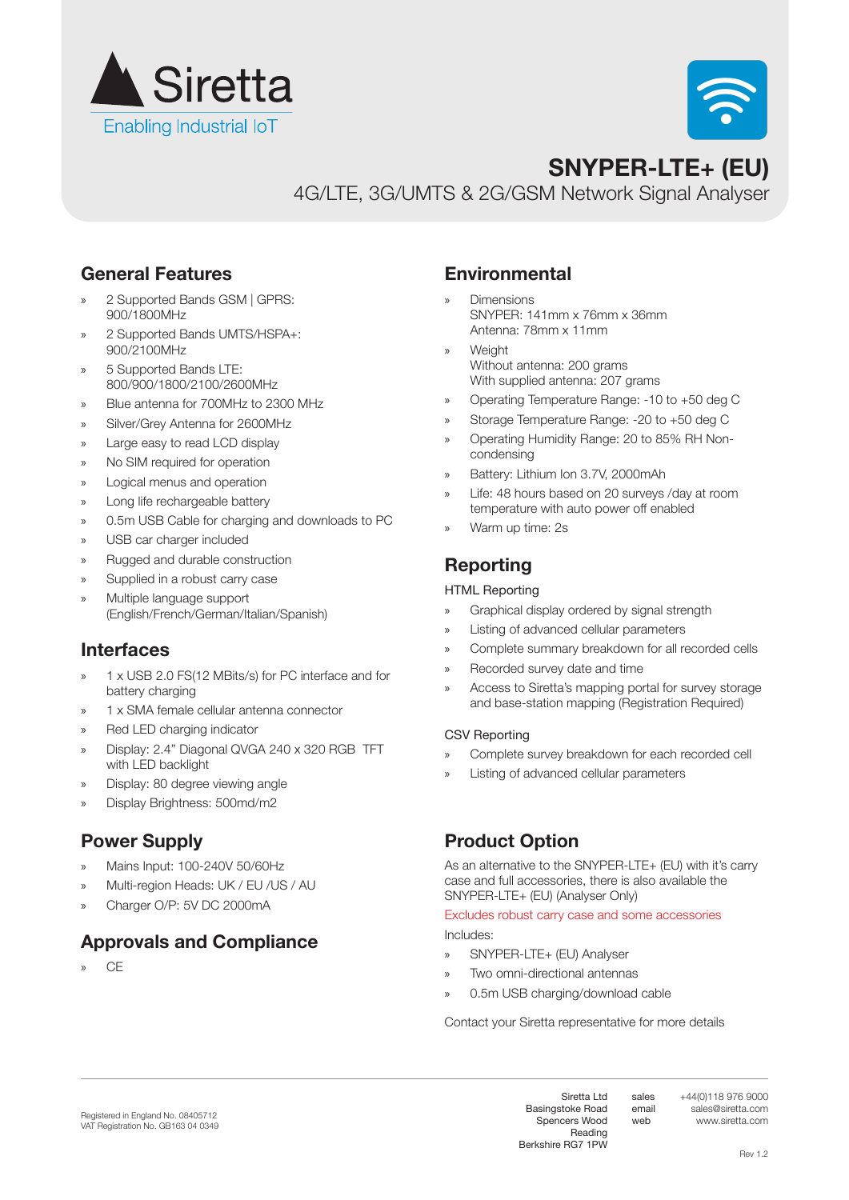Siretta

Enabling Industrial IoT

# SNYPER-LTE+ (EU)

4G/LTE, 3G/UMTS & 2G/GSM Network Signal Analyser

## General Features

- 2 Supported Bands GSM | GPRS: 900/1800MHz
- 2 Supported Bands UMTS/HSPA+: 900/2100MHz
- 5 Supported Bands LTE: 800/900/1800/2100/2600MHz
- Blue antenna for 700MHz to 2300 MHz
- Silver/Grey Antenna for 2600MHz
- Large easy to read LCD display
- No SIM required for operation
- Logical menus and operation
- Long life rechargeable battery
- 0.5m USB Cable for charging and downloads to PC
- USB car charger included
- Rugged and durable construction
- Supplied in a robust carry case
- Multiple language support (English/French/German/Italian/Spanish)

## Interfaces

- 1 x USB 2.0 FS(12 MBits/s) for PC interface and for battery charging
- 1 x SMA female cellular antenna connector
- Red LED charging indicator
- Display: 2.4” Diagonal QVGA 240 x 320 RGB TFT with LED backlight
- Display: 80 degree viewing angle
- Display Brightness: 500md/m2

## Power Supply

- Mains Input: 100-240V 50/60Hz
- Multi-region Heads: UK / EU /US / AU
- Charger O/P: 5V DC 2000mA

## Approvals and Compliance

- CE

## Environmental

- Dimensions
  SNYPER: 141mm x 76mm x 36mm
  Antenna: 78mm x 11mm
- Weight
  Without antenna: 200 grams
  With supplied antenna: 207 grams
- Operating Temperature Range: -10 to +50 deg C
- Storage Temperature Range: -20 to +50 deg C
- Operating Humidity Range: 20 to 85% RH Non-condensing
- Battery: Lithium Ion 3.7V, 2000mAh
- Life: 48 hours based on 20 surveys /day at room temperature with auto power off enabled
- Warm up time: 2s

## Reporting

HTML Reporting

- Graphical display ordered by signal strength
- Listing of advanced cellular parameters
- Complete summary breakdown for all recorded cells
- Recorded survey date and time
- Access to Siretta’s mapping portal for survey storage and base-station mapping (Registration Required)

CSV Reporting

- Complete survey breakdown for each recorded cell
- Listing of advanced cellular parameters

## Product Option

As an alternative to the SNYPER-LTE+ (EU) with it’s carry case and full accessories, there is also available the SNYPER-LTE+ (EU) (Analyser Only)

Excludes robust carry case and some accessories

Includes:

- SNYPER-LTE+ (EU) Analyser
- Two omni-directional antennas
- 0.5m USB charging/download cable

Contact your Siretta representative for more details

Registered in England No. 08405712
VAT Registration No. GB163 04 0349

Siretta Ltd
Basingstoke Road
Spencers Wood
Reading
Berkshire RG7 1PW

sales +44(0)118 976 9000
email sales@siretta.com
web www.siretta.com

Rev 1.2